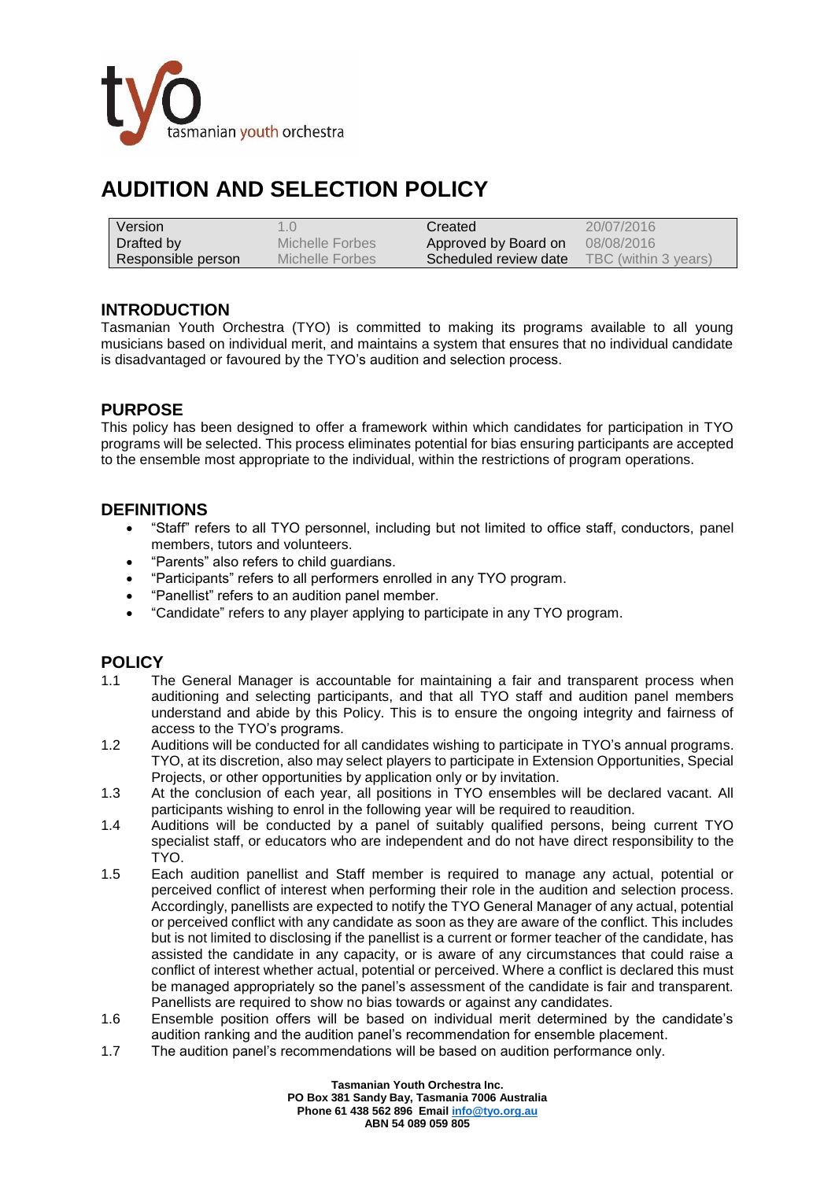# AUDITION AND SELECTION POLICY

| Version | 1.0 | Created | 20/07/2016 |
|---|---|---|---|
| Drafted by | Michelle Forbes | Approved by Board on | 08/08/2016 |
| Responsible person | Michelle Forbes | Scheduled review date | TBC (within 3 years) |

## INTRODUCTION

Tasmanian Youth Orchestra (TYO) is committed to making its programs available to all young musicians based on individual merit, and maintains a system that ensures that no individual candidate is disadvantaged or favoured by the TYO's audition and selection process.

## PURPOSE

This policy has been designed to offer a framework within which candidates for participation in TYO programs will be selected. This process eliminates potential for bias ensuring participants are accepted to the ensemble most appropriate to the individual, within the restrictions of program operations.

## DEFINITIONS

- "Staff" refers to all TYO personnel, including but not limited to office staff, conductors, panel members, tutors and volunteers.
- "Parents" also refers to child guardians.
- "Participants" refers to all performers enrolled in any TYO program.
- "Panellist" refers to an audition panel member.
- "Candidate" refers to any player applying to participate in any TYO program.

## POLICY

1.1 The General Manager is accountable for maintaining a fair and transparent process when auditioning and selecting participants, and that all TYO staff and audition panel members understand and abide by this Policy. This is to ensure the ongoing integrity and fairness of access to the TYO's programs.

1.2 Auditions will be conducted for all candidates wishing to participate in TYO's annual programs. TYO, at its discretion, also may select players to participate in Extension Opportunities, Special Projects, or other opportunities by application only or by invitation.

1.3 At the conclusion of each year, all positions in TYO ensembles will be declared vacant. All participants wishing to enrol in the following year will be required to reaudition.

1.4 Auditions will be conducted by a panel of suitably qualified persons, being current TYO specialist staff, or educators who are independent and do not have direct responsibility to the TYO.

1.5 Each audition panellist and Staff member is required to manage any actual, potential or perceived conflict of interest when performing their role in the audition and selection process. Accordingly, panellists are expected to notify the TYO General Manager of any actual, potential or perceived conflict with any candidate as soon as they are aware of the conflict. This includes but is not limited to disclosing if the panellist is a current or former teacher of the candidate, has assisted the candidate in any capacity, or is aware of any circumstances that could raise a conflict of interest whether actual, potential or perceived. Where a conflict is declared this must be managed appropriately so the panel's assessment of the candidate is fair and transparent. Panellists are required to show no bias towards or against any candidates.

1.6 Ensemble position offers will be based on individual merit determined by the candidate's audition ranking and the audition panel's recommendation for ensemble placement.

1.7 The audition panel's recommendations will be based on audition performance only.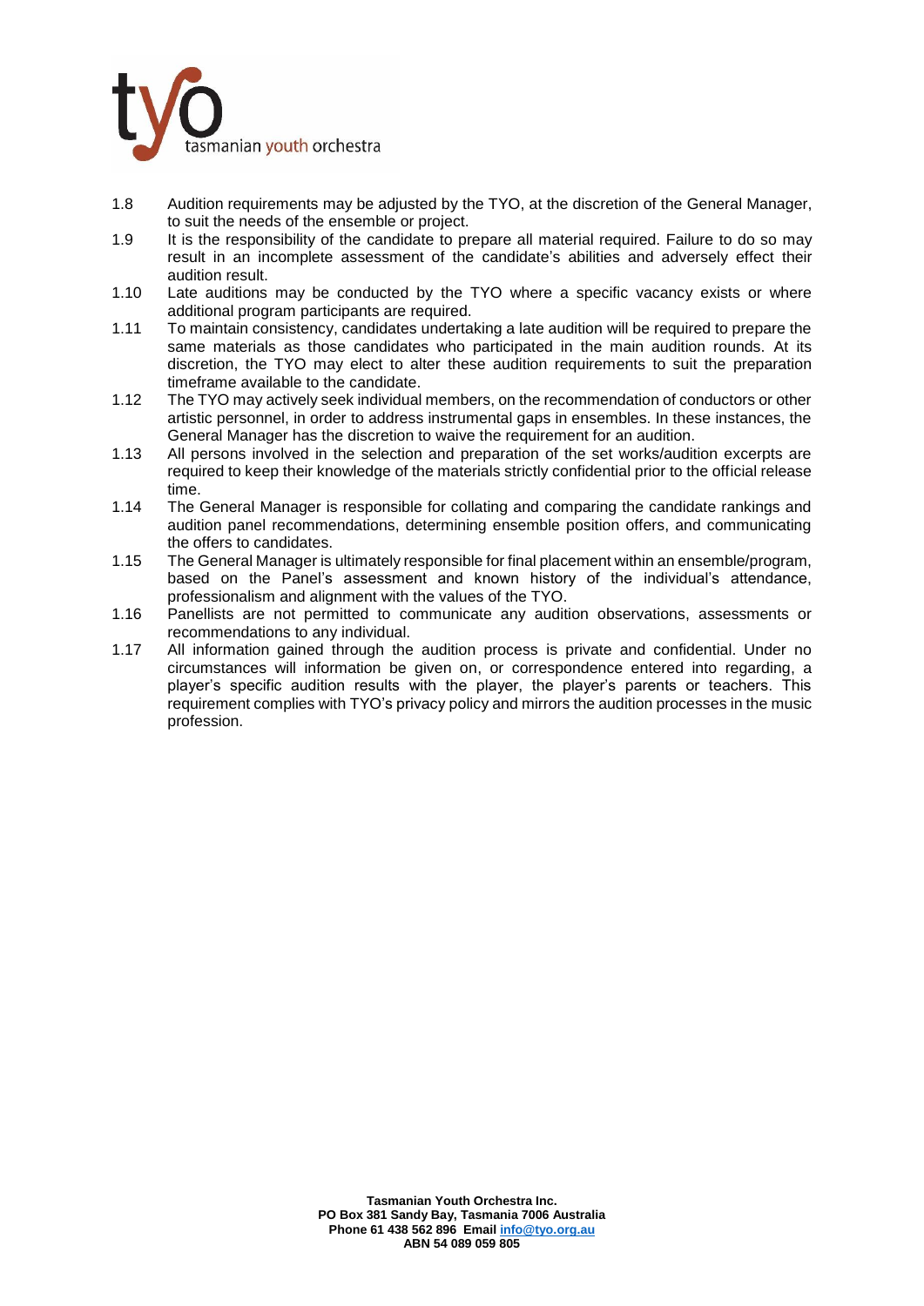1.8 Audition requirements may be adjusted by the TYO, at the discretion of the General Manager, to suit the needs of the ensemble or project.

1.9 It is the responsibility of the candidate to prepare all material required. Failure to do so may result in an incomplete assessment of the candidate's abilities and adversely effect their audition result.

1.10 Late auditions may be conducted by the TYO where a specific vacancy exists or where additional program participants are required.

1.11 To maintain consistency, candidates undertaking a late audition will be required to prepare the same materials as those candidates who participated in the main audition rounds. At its discretion, the TYO may elect to alter these audition requirements to suit the preparation timeframe available to the candidate.

1.12 The TYO may actively seek individual members, on the recommendation of conductors or other artistic personnel, in order to address instrumental gaps in ensembles. In these instances, the General Manager has the discretion to waive the requirement for an audition.

1.13 All persons involved in the selection and preparation of the set works/audition excerpts are required to keep their knowledge of the materials strictly confidential prior to the official release time.

1.14 The General Manager is responsible for collating and comparing the candidate rankings and audition panel recommendations, determining ensemble position offers, and communicating the offers to candidates.

1.15 The General Manager is ultimately responsible for final placement within an ensemble/program, based on the Panel's assessment and known history of the individual's attendance, professionalism and alignment with the values of the TYO.

1.16 Panellists are not permitted to communicate any audition observations, assessments or recommendations to any individual.

1.17 All information gained through the audition process is private and confidential. Under no circumstances will information be given on, or correspondence entered into regarding, a player's specific audition results with the player, the player's parents or teachers. This requirement complies with TYO's privacy policy and mirrors the audition processes in the music profession.